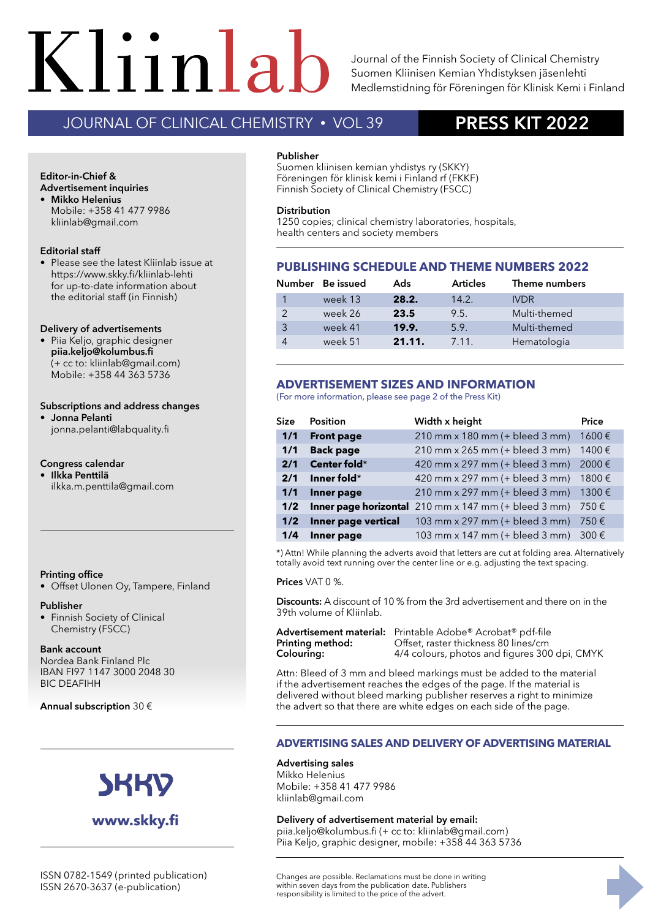# Kliinlab

Journal of the Finnish Society of Clinical Chemistry
Suomen Kliinisen Kemian Yhdistyksen jäsenlehti
Medlemstidning för Föreningen för Klinisk Kemi i Finland

JOURNAL OF CLINICAL CHEMISTRY • VOL 39

## PRESS KIT 2022

**Editor-in-Chief & Advertisement inquiries**
- **Mikko Helenius**
  Mobile: +358 41 477 9986
  kliinlab@gmail.com

**Editorial staff**
- Please see the latest Kliinlab issue at https://www.skky.fi/kliinlab-lehti for up-to-date information about the editorial staff (in Finnish)

**Delivery of advertisements**
- Piia Keljo, graphic designer
  **piia.keljo@kolumbus.fi**
  (+ cc to: kliinlab@gmail.com)
  Mobile: +358 44 363 5736

**Subscriptions and address changes**
- **Jonna Pelanti**
  jonna.pelanti@labquality.fi

**Congress calendar**
- **Ilkka Penttilä**
  ilkka.m.penttila@gmail.com

**Printing office**
- Offset Ulonen Oy, Tampere, Finland

**Publisher**
- Finnish Society of Clinical Chemistry (FSCC)

**Bank account**
Nordea Bank Finland Plc
IBAN FI97 1147 3000 2048 30
BIC DEAFIHH

**Annual subscription** 30 €

SKKY
**www.skky.fi**

ISSN 0782-1549 (printed publication)
ISSN 2670-3637 (e-publication)

**Publisher**
Suomen kliinisen kemian yhdistys ry (SKKY)
Föreningen för klinisk kemi i Finland rf (FKKF)
Finnish Society of Clinical Chemistry (FSCC)

**Distribution**
1250 copies; clinical chemistry laboratories, hospitals, health centers and society members

## PUBLISHING SCHEDULE AND THEME NUMBERS 2022

| Number | Be issued | Ads | Articles | Theme numbers |
|---|---|---|---|---|
| 1 | week 13 | **28.2.** | 14.2. | IVDR |
| 2 | week 26 | **23.5** | 9.5. | Multi-themed |
| 3 | week 41 | **19.9.** | 5.9. | Multi-themed |
| 4 | week 51 | **21.11.** | 7.11. | Hematologia |

## ADVERTISEMENT SIZES AND INFORMATION

(For more information, please see page 2 of the Press Kit)

| Size | Position | Width x height | Price |
|---|---|---|---|
| **1/1** | **Front page** | 210 mm x 180 mm (+ bleed 3 mm) | 1600 € |
| **1/1** | **Back page** | 210 mm x 265 mm (+ bleed 3 mm) | 1400 € |
| **2/1** | **Center fold*** | 420 mm x 297 mm (+ bleed 3 mm) | 2000 € |
| **2/1** | **Inner fold*** | 420 mm x 297 mm (+ bleed 3 mm) | 1800 € |
| **1/1** | **Inner page** | 210 mm x 297 mm (+ bleed 3 mm) | 1300 € |
| **1/2** | **Inner page horizontal** | 210 mm x 147 mm (+ bleed 3 mm) | 750 € |
| **1/2** | **Inner page vertical** | 103 mm x 297 mm (+ bleed 3 mm) | 750 € |
| **1/4** | **Inner page** | 103 mm x 147 mm (+ bleed 3 mm) | 300 € |

*) Attn! While planning the adverts avoid that letters are cut at folding area. Alternatively totally avoid text running over the center line or e.g. adjusting the text spacing.

**Prices** VAT 0 %.

**Discounts:** A discount of 10 % from the 3rd advertisement and there on in the 39th volume of Kliinlab.

**Advertisement material:** Printable Adobe® Acrobat® pdf-file
**Printing method:** Offset, raster thickness 80 lines/cm
**Colouring:** 4/4 colours, photos and figures 300 dpi, CMYK

Attn: Bleed of 3 mm and bleed markings must be added to the material if the advertisement reaches the edges of the page. If the material is delivered without bleed marking publisher reserves a right to minimize the advert so that there are white edges on each side of the page.

## ADVERTISING SALES AND DELIVERY OF ADVERTISING MATERIAL

**Advertising sales**
Mikko Helenius
Mobile: +358 41 477 9986
kliinlab@gmail.com

**Delivery of advertisement material by email:**
piia.keljo@kolumbus.fi (+ cc to: kliinlab@gmail.com)
Piia Keljo, graphic designer, mobile: +358 44 363 5736

Changes are possible. Reclamations must be done in writing within seven days from the publication date. Publishers responsibility is limited to the price of the advert.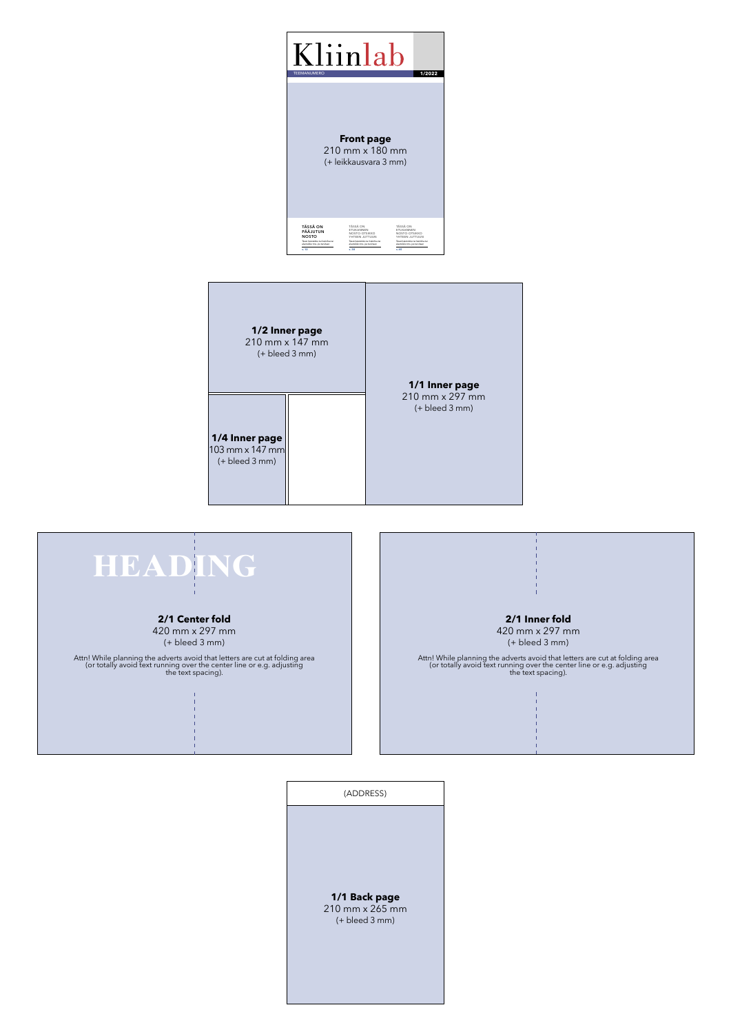Kliinlab

TEEMANUMERO

1/2022

**Front page**
210 mm x 180 mm
(+ leikkausvara 3 mm)

TÄSSÄ ON PÄÄJUTUN NOSTO

TÄSSÄ ON ETUKANNEN NOSTO OTSIKKO YHTEEN JUTTUUN

TÄSSÄ ON ETUKANNEN NOSTO OTSIKKO YHTEEN JUTTUUN

**1/2 Inner page**
210 mm x 147 mm
(+ bleed 3 mm)

**1/1 Inner page**
210 mm x 297 mm
(+ bleed 3 mm)

**1/4 Inner page**
103 mm x 147 mm
(+ bleed 3 mm)

HEADING

**2/1 Center fold**
420 mm x 297 mm
(+ bleed 3 mm)

Attn! While planning the adverts avoid that letters are cut at folding area (or totally avoid text running over the center line or e.g. adjusting the text spacing).

**2/1 Inner fold**
420 mm x 297 mm
(+ bleed 3 mm)

Attn! While planning the adverts avoid that letters are cut at folding area (or totally avoid text running over the center line or e.g. adjusting the text spacing).

(ADDRESS)

**1/1 Back page**
210 mm x 265 mm
(+ bleed 3 mm)